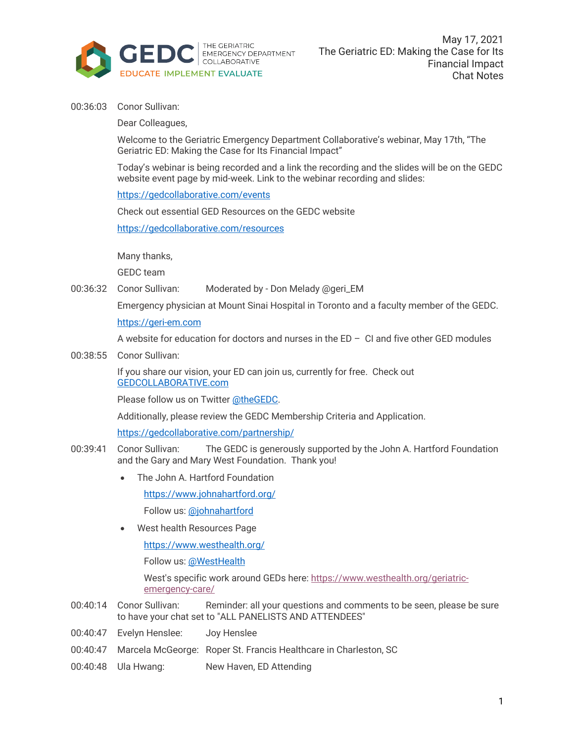GEDC | THE GERIATRIC EMERGENCY DEPARTMENT COLLABORATIVE
EDUCATE IMPLEMENT EVALUATE

May 17, 2021
The Geriatric ED: Making the Case for Its Financial Impact
Chat Notes

00:36:03 Conor Sullivan:

Dear Colleagues,

Welcome to the Geriatric Emergency Department Collaborative's webinar, May 17th, "The Geriatric ED: Making the Case for Its Financial Impact"

Today's webinar is being recorded and a link the recording and the slides will be on the GEDC website event page by mid-week. Link to the webinar recording and slides:

https://gedcollaborative.com/events

Check out essential GED Resources on the GEDC website

https://gedcollaborative.com/resources

Many thanks,

GEDC team

00:36:32 Conor Sullivan: Moderated by - Don Melady @geri_EM

Emergency physician at Mount Sinai Hospital in Toronto and a faculty member of the GEDC.

https://geri-em.com

A website for education for doctors and nurses in the ED – CI and five other GED modules

00:38:55 Conor Sullivan:

If you share our vision, your ED can join us, currently for free. Check out GEDCOLLABORATIVE.com

Please follow us on Twitter @theGEDC.

Additionally, please review the GEDC Membership Criteria and Application.

https://gedcollaborative.com/partnership/

00:39:41 Conor Sullivan: The GEDC is generously supported by the John A. Hartford Foundation and the Gary and Mary West Foundation. Thank you!

- The John A. Hartford Foundation

  https://www.johnahartford.org/

  Follow us: @johnahartford

- West health Resources Page

  https://www.westhealth.org/

  Follow us: @WestHealth

  West's specific work around GEDs here: https://www.westhealth.org/geriatric-emergency-care/

00:40:14 Conor Sullivan: Reminder: all your questions and comments to be seen, please be sure to have your chat set to "ALL PANELISTS AND ATTENDEES"

00:40:47 Evelyn Henslee: Joy Henslee

00:40:47 Marcela McGeorge: Roper St. Francis Healthcare in Charleston, SC

00:40:48 Ula Hwang: New Haven, ED Attending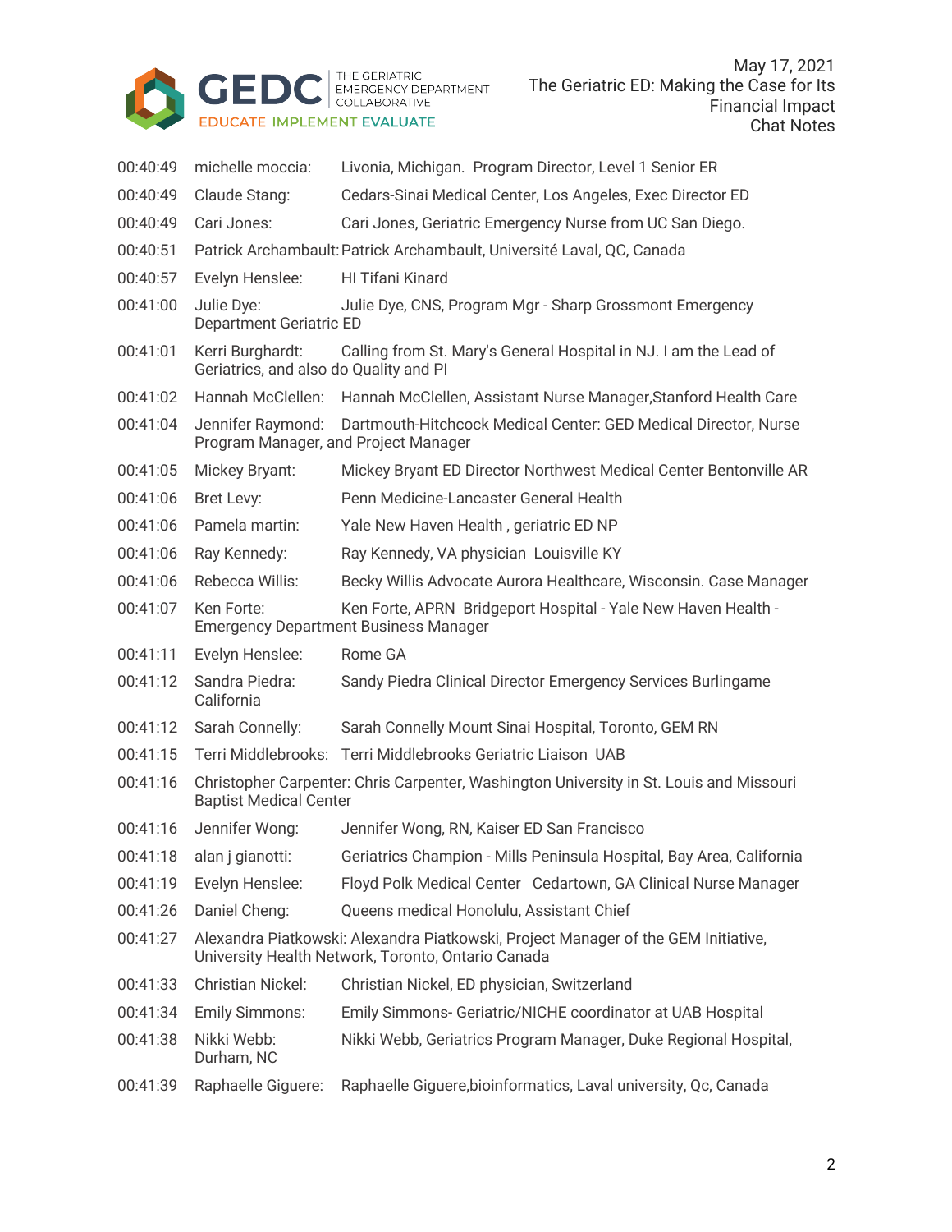| | | |
|---|---|---|
| 00:40:49 | michelle moccia: | Livonia, Michigan. Program Director, Level 1 Senior ER |
| 00:40:49 | Claude Stang: | Cedars-Sinai Medical Center, Los Angeles, Exec Director ED |
| 00:40:49 | Cari Jones: | Cari Jones, Geriatric Emergency Nurse from UC San Diego. |
| 00:40:51 | Patrick Archambault: | Patrick Archambault, Université Laval, QC, Canada |
| 00:40:57 | Evelyn Henslee: | HI Tifani Kinard |
| 00:41:00 | Julie Dye: | Julie Dye, CNS, Program Mgr - Sharp Grossmont Emergency Department Geriatric ED |
| 00:41:01 | Kerri Burghardt: | Calling from St. Mary's General Hospital in NJ. I am the Lead of Geriatrics, and also do Quality and PI |
| 00:41:02 | Hannah McClellen: | Hannah McClellen, Assistant Nurse Manager,Stanford Health Care |
| 00:41:04 | Jennifer Raymond: | Dartmouth-Hitchcock Medical Center: GED Medical Director, Nurse Program Manager, and Project Manager |
| 00:41:05 | Mickey Bryant: | Mickey Bryant ED Director Northwest Medical Center Bentonville AR |
| 00:41:06 | Bret Levy: | Penn Medicine-Lancaster General Health |
| 00:41:06 | Pamela martin: | Yale New Haven Health , geriatric ED NP |
| 00:41:06 | Ray Kennedy: | Ray Kennedy, VA physician Louisville KY |
| 00:41:06 | Rebecca Willis: | Becky Willis Advocate Aurora Healthcare, Wisconsin. Case Manager |
| 00:41:07 | Ken Forte: | Ken Forte, APRN Bridgeport Hospital - Yale New Haven Health - Emergency Department Business Manager |
| 00:41:11 | Evelyn Henslee: | Rome GA |
| 00:41:12 | Sandra Piedra: | Sandy Piedra Clinical Director Emergency Services Burlingame California |
| 00:41:12 | Sarah Connelly: | Sarah Connelly Mount Sinai Hospital, Toronto, GEM RN |
| 00:41:15 | Terri Middlebrooks: | Terri Middlebrooks Geriatric Liaison UAB |
| 00:41:16 | Christopher Carpenter: | Chris Carpenter, Washington University in St. Louis and Missouri Baptist Medical Center |
| 00:41:16 | Jennifer Wong: | Jennifer Wong, RN, Kaiser ED San Francisco |
| 00:41:18 | alan j gianotti: | Geriatrics Champion - Mills Peninsula Hospital, Bay Area, California |
| 00:41:19 | Evelyn Henslee: | Floyd Polk Medical Center Cedartown, GA Clinical Nurse Manager |
| 00:41:26 | Daniel Cheng: | Queens medical Honolulu, Assistant Chief |
| 00:41:27 | Alexandra Piatkowski: | Alexandra Piatkowski, Project Manager of the GEM Initiative, University Health Network, Toronto, Ontario Canada |
| 00:41:33 | Christian Nickel: | Christian Nickel, ED physician, Switzerland |
| 00:41:34 | Emily Simmons: | Emily Simmons- Geriatric/NICHE coordinator at UAB Hospital |
| 00:41:38 | Nikki Webb: | Nikki Webb, Geriatrics Program Manager, Duke Regional Hospital, Durham, NC |
| 00:41:39 | Raphaelle Giguere: | Raphaelle Giguere,bioinformatics, Laval university, Qc, Canada |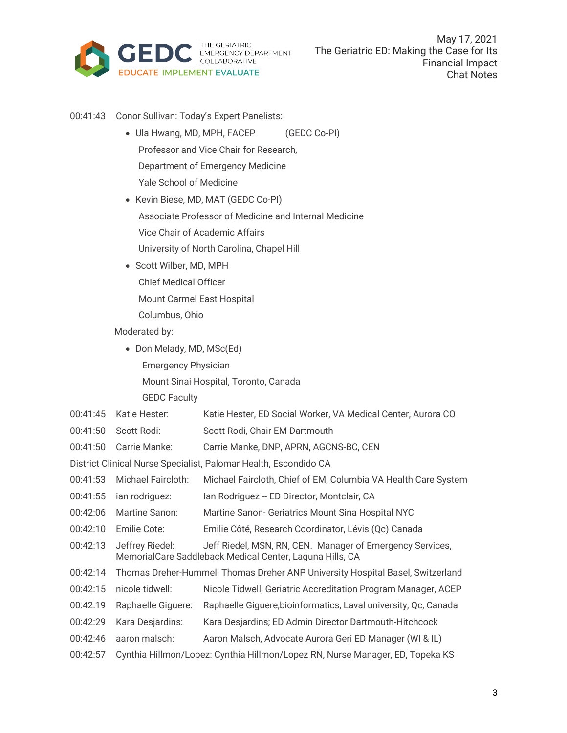00:41:43 Conor Sullivan: Today's Expert Panelists:

- Ula Hwang, MD, MPH, FACEP (GEDC Co-PI)
  Professor and Vice Chair for Research,
  Department of Emergency Medicine
  Yale School of Medicine
- Kevin Biese, MD, MAT (GEDC Co-PI)
  Associate Professor of Medicine and Internal Medicine
  Vice Chair of Academic Affairs
  University of North Carolina, Chapel Hill
- Scott Wilber, MD, MPH
  Chief Medical Officer
  Mount Carmel East Hospital
  Columbus, Ohio

Moderated by:

- Don Melady, MD, MSc(Ed)
  Emergency Physician
  Mount Sinai Hospital, Toronto, Canada
  GEDC Faculty

00:41:45 Katie Hester: Katie Hester, ED Social Worker, VA Medical Center, Aurora CO

00:41:50 Scott Rodi: Scott Rodi, Chair EM Dartmouth

00:41:50 Carrie Manke: Carrie Manke, DNP, APRN, AGCNS-BC, CEN
District Clinical Nurse Specialist, Palomar Health, Escondido CA

00:41:53 Michael Faircloth: Michael Faircloth, Chief of EM, Columbia VA Health Care System

00:41:55 ian rodriguez: Ian Rodriguez -- ED Director, Montclair, CA

00:42:06 Martine Sanon: Martine Sanon- Geriatrics Mount Sina Hospital NYC

00:42:10 Emilie Cote: Emilie Côté, Research Coordinator, Lévis (Qc) Canada

00:42:13 Jeffrey Riedel: Jeff Riedel, MSN, RN, CEN. Manager of Emergency Services, MemorialCare Saddleback Medical Center, Laguna Hills, CA

00:42:14 Thomas Dreher-Hummel: Thomas Dreher ANP University Hospital Basel, Switzerland

00:42:15 nicole tidwell: Nicole Tidwell, Geriatric Accreditation Program Manager, ACEP

00:42:19 Raphaelle Giguere: Raphaelle Giguere,bioinformatics, Laval university, Qc, Canada

00:42:29 Kara Desjardins: Kara Desjardins; ED Admin Director Dartmouth-Hitchcock

00:42:46 aaron malsch: Aaron Malsch, Advocate Aurora Geri ED Manager (WI & IL)

00:42:57 Cynthia Hillmon/Lopez: Cynthia Hillmon/Lopez RN, Nurse Manager, ED, Topeka KS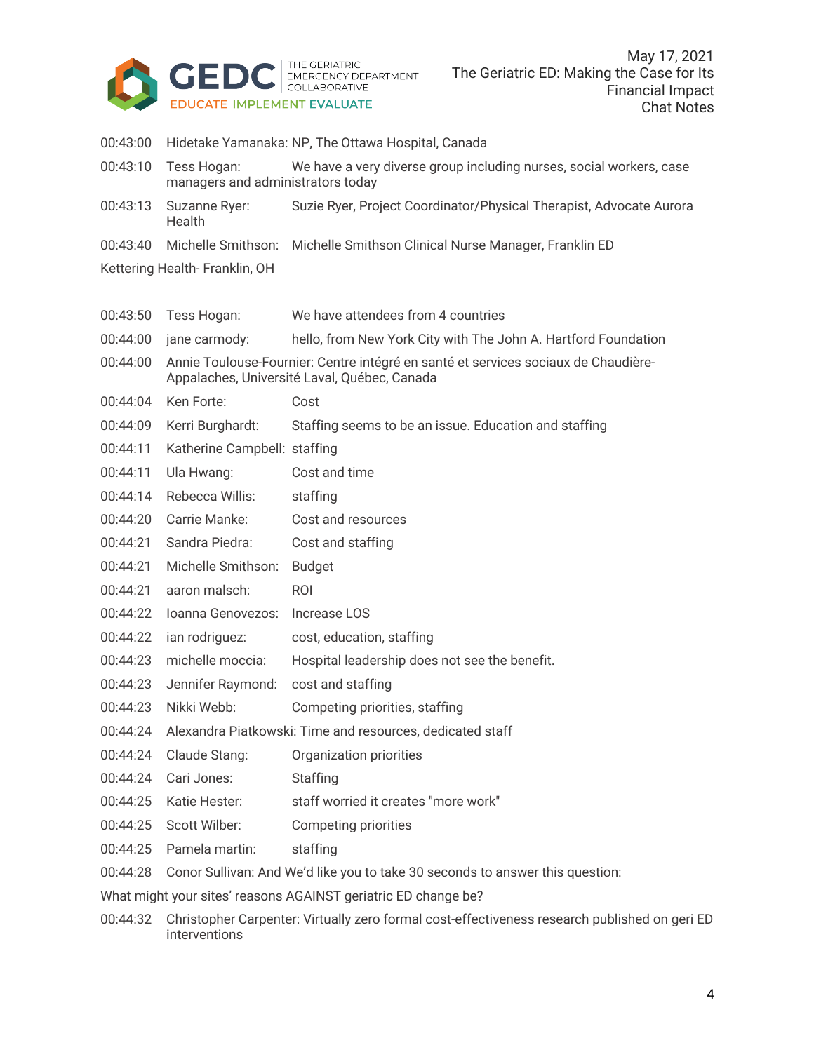00:43:00 Hidetake Yamanaka: NP, The Ottawa Hospital, Canada

00:43:10 Tess Hogan: We have a very diverse group including nurses, social workers, case managers and administrators today

00:43:13 Suzanne Ryer: Suzie Ryer, Project Coordinator/Physical Therapist, Advocate Aurora Health

00:43:40 Michelle Smithson: Michelle Smithson Clinical Nurse Manager, Franklin ED

Kettering Health- Franklin, OH

00:43:50 Tess Hogan: We have attendees from 4 countries

00:44:00 jane carmody: hello, from New York City with The John A. Hartford Foundation

00:44:00 Annie Toulouse-Fournier: Centre intégré en santé et services sociaux de Chaudière-Appalaches, Université Laval, Québec, Canada

00:44:04 Ken Forte: Cost

00:44:09 Kerri Burghardt: Staffing seems to be an issue. Education and staffing

00:44:11 Katherine Campbell: staffing

00:44:11 Ula Hwang: Cost and time

00:44:14 Rebecca Willis: staffing

00:44:20 Carrie Manke: Cost and resources

00:44:21 Sandra Piedra: Cost and staffing

00:44:21 Michelle Smithson: Budget

00:44:21 aaron malsch: ROI

00:44:22 Ioanna Genovezos: Increase LOS

00:44:22 ian rodriguez: cost, education, staffing

00:44:23 michelle moccia: Hospital leadership does not see the benefit.

00:44:23 Jennifer Raymond: cost and staffing

00:44:23 Nikki Webb: Competing priorities, staffing

00:44:24 Alexandra Piatkowski: Time and resources, dedicated staff

00:44:24 Claude Stang: Organization priorities

00:44:24 Cari Jones: Staffing

00:44:25 Katie Hester: staff worried it creates "more work"

00:44:25 Scott Wilber: Competing priorities

00:44:25 Pamela martin: staffing

00:44:28 Conor Sullivan: And We'd like you to take 30 seconds to answer this question:

What might your sites' reasons AGAINST geriatric ED change be?

00:44:32 Christopher Carpenter: Virtually zero formal cost-effectiveness research published on geri ED interventions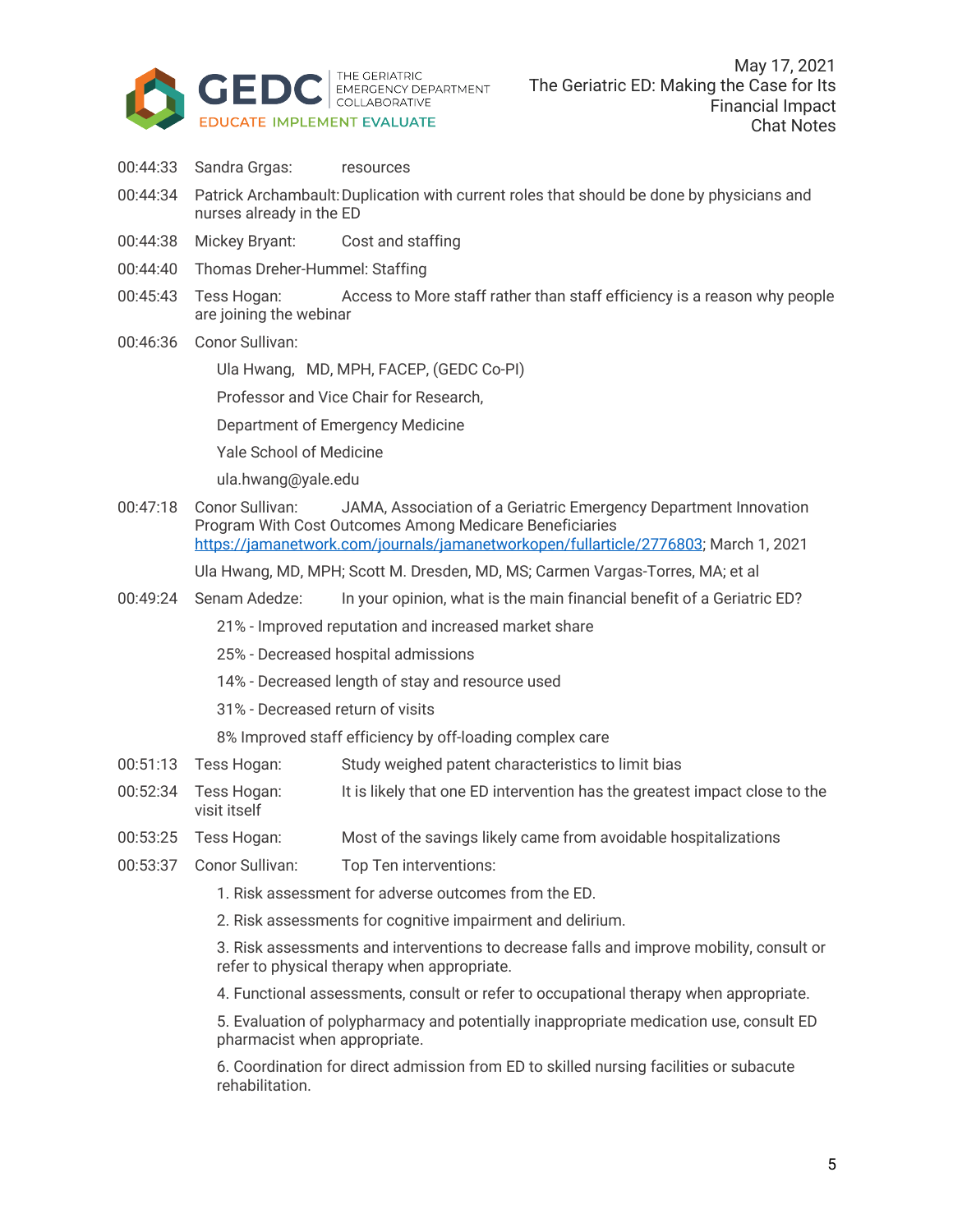00:44:33 Sandra Grgas: resources

00:44:34 Patrick Archambault: Duplication with current roles that should be done by physicians and nurses already in the ED

00:44:38 Mickey Bryant: Cost and staffing

00:44:40 Thomas Dreher-Hummel: Staffing

00:45:43 Tess Hogan: Access to More staff rather than staff efficiency is a reason why people are joining the webinar

00:46:36 Conor Sullivan:

Ula Hwang, MD, MPH, FACEP, (GEDC Co-PI)

Professor and Vice Chair for Research,

Department of Emergency Medicine

Yale School of Medicine

ula.hwang@yale.edu

00:47:18 Conor Sullivan: JAMA, Association of a Geriatric Emergency Department Innovation Program With Cost Outcomes Among Medicare Beneficiaries https://jamanetwork.com/journals/jamanetworkopen/fullarticle/2776803; March 1, 2021

Ula Hwang, MD, MPH; Scott M. Dresden, MD, MS; Carmen Vargas-Torres, MA; et al

00:49:24 Senam Adedze: In your opinion, what is the main financial benefit of a Geriatric ED?

21% - Improved reputation and increased market share

25% - Decreased hospital admissions

14% - Decreased length of stay and resource used

31% - Decreased return of visits

8% Improved staff efficiency by off-loading complex care

00:51:13 Tess Hogan: Study weighed patent characteristics to limit bias

00:52:34 Tess Hogan: It is likely that one ED intervention has the greatest impact close to the visit itself

00:53:25 Tess Hogan: Most of the savings likely came from avoidable hospitalizations

00:53:37 Conor Sullivan: Top Ten interventions:

1. Risk assessment for adverse outcomes from the ED.

2. Risk assessments for cognitive impairment and delirium.

3. Risk assessments and interventions to decrease falls and improve mobility, consult or refer to physical therapy when appropriate.

4. Functional assessments, consult or refer to occupational therapy when appropriate.

5. Evaluation of polypharmacy and potentially inappropriate medication use, consult ED pharmacist when appropriate.

6. Coordination for direct admission from ED to skilled nursing facilities or subacute rehabilitation.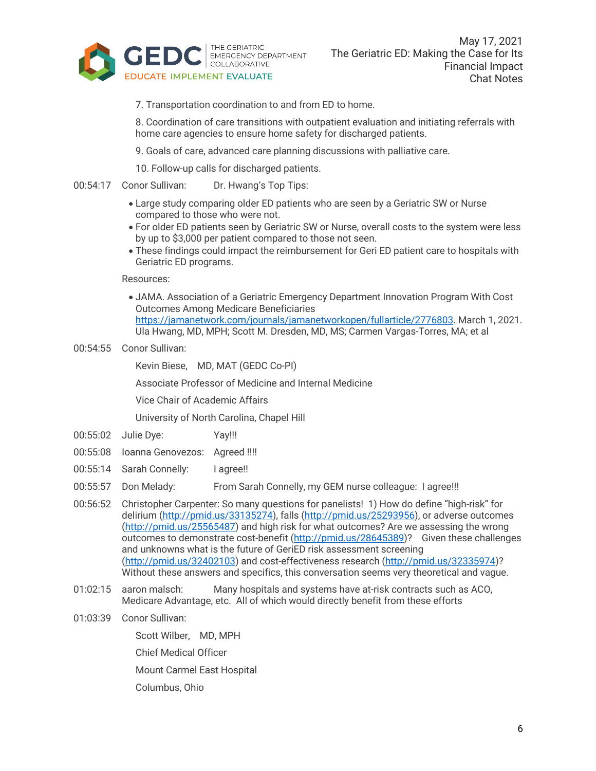7. Transportation coordination to and from ED to home.

8. Coordination of care transitions with outpatient evaluation and initiating referrals with home care agencies to ensure home safety for discharged patients.

9. Goals of care, advanced care planning discussions with palliative care.

10. Follow-up calls for discharged patients.

00:54:17 Conor Sullivan: Dr. Hwang's Top Tips:

- Large study comparing older ED patients who are seen by a Geriatric SW or Nurse compared to those who were not.
- For older ED patients seen by Geriatric SW or Nurse, overall costs to the system were less by up to $3,000 per patient compared to those not seen.
- These findings could impact the reimbursement for Geri ED patient care to hospitals with Geriatric ED programs.

Resources:

- JAMA. Association of a Geriatric Emergency Department Innovation Program With Cost Outcomes Among Medicare Beneficiaries https://jamanetwork.com/journals/jamanetworkopen/fullarticle/2776803. March 1, 2021. Ula Hwang, MD, MPH; Scott M. Dresden, MD, MS; Carmen Vargas-Torres, MA; et al

00:54:55 Conor Sullivan:

Kevin Biese, MD, MAT (GEDC Co-PI)

Associate Professor of Medicine and Internal Medicine

Vice Chair of Academic Affairs

University of North Carolina, Chapel Hill

00:55:02 Julie Dye: Yay!!!

00:55:08 Ioanna Genovezos: Agreed !!!!

00:55:14 Sarah Connelly: I agree!!

00:55:57 Don Melady: From Sarah Connelly, my GEM nurse colleague: I agree!!!

00:56:52 Christopher Carpenter: So many questions for panelists! 1) How do define "high-risk" for delirium (http://pmid.us/33135274), falls (http://pmid.us/25293956), or adverse outcomes (http://pmid.us/25565487) and high risk for what outcomes? Are we assessing the wrong outcomes to demonstrate cost-benefit (http://pmid.us/28645389)? Given these challenges and unknowns what is the future of GeriED risk assessment screening (http://pmid.us/32402103) and cost-effectiveness research (http://pmid.us/32335974)? Without these answers and specifics, this conversation seems very theoretical and vague.

01:02:15 aaron malsch: Many hospitals and systems have at-risk contracts such as ACO, Medicare Advantage, etc. All of which would directly benefit from these efforts

01:03:39 Conor Sullivan:

Scott Wilber, MD, MPH

Chief Medical Officer

Mount Carmel East Hospital

Columbus, Ohio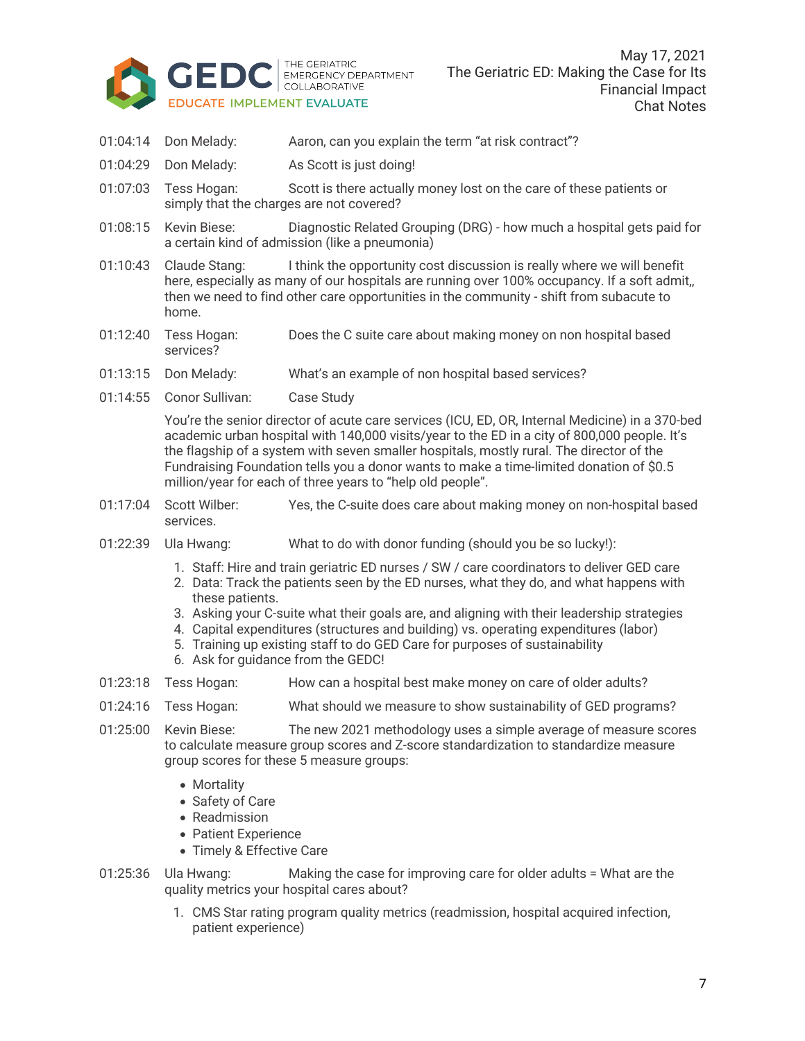01:04:14 Don Melady: Aaron, can you explain the term "at risk contract"?

01:04:29 Don Melady: As Scott is just doing!

01:07:03 Tess Hogan: Scott is there actually money lost on the care of these patients or simply that the charges are not covered?

01:08:15 Kevin Biese: Diagnostic Related Grouping (DRG) - how much a hospital gets paid for a certain kind of admission (like a pneumonia)

01:10:43 Claude Stang: I think the opportunity cost discussion is really where we will benefit here, especially as many of our hospitals are running over 100% occupancy. If a soft admit,, then we need to find other care opportunities in the community - shift from subacute to home.

01:12:40 Tess Hogan: Does the C suite care about making money on non hospital based services?

01:13:15 Don Melady: What's an example of non hospital based services?

01:14:55 Conor Sullivan: Case Study

You're the senior director of acute care services (ICU, ED, OR, Internal Medicine) in a 370-bed academic urban hospital with 140,000 visits/year to the ED in a city of 800,000 people. It's the flagship of a system with seven smaller hospitals, mostly rural. The director of the Fundraising Foundation tells you a donor wants to make a time-limited donation of $0.5 million/year for each of three years to "help old people".

01:17:04 Scott Wilber: Yes, the C-suite does care about making money on non-hospital based services.

01:22:39 Ula Hwang: What to do with donor funding (should you be so lucky!):

1. Staff: Hire and train geriatric ED nurses / SW / care coordinators to deliver GED care
2. Data: Track the patients seen by the ED nurses, what they do, and what happens with these patients.
3. Asking your C-suite what their goals are, and aligning with their leadership strategies
4. Capital expenditures (structures and building) vs. operating expenditures (labor)
5. Training up existing staff to do GED Care for purposes of sustainability
6. Ask for guidance from the GEDC!

01:23:18 Tess Hogan: How can a hospital best make money on care of older adults?

01:24:16 Tess Hogan: What should we measure to show sustainability of GED programs?

01:25:00 Kevin Biese: The new 2021 methodology uses a simple average of measure scores to calculate measure group scores and Z-score standardization to standardize measure group scores for these 5 measure groups:

- Mortality
- Safety of Care
- Readmission
- Patient Experience
- Timely & Effective Care

01:25:36 Ula Hwang: Making the case for improving care for older adults = What are the quality metrics your hospital cares about?

1. CMS Star rating program quality metrics (readmission, hospital acquired infection, patient experience)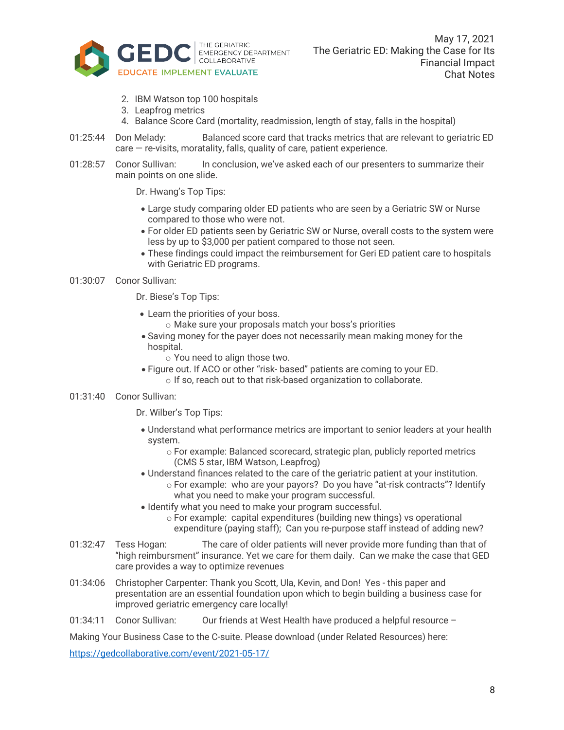2. IBM Watson top 100 hospitals
3. Leapfrog metrics
4. Balance Score Card (mortality, readmission, length of stay, falls in the hospital)

01:25:44 Don Melady: Balanced score card that tracks metrics that are relevant to geriatric ED care — re-visits, moratality, falls, quality of care, patient experience.

01:28:57 Conor Sullivan: In conclusion, we've asked each of our presenters to summarize their main points on one slide.

Dr. Hwang's Top Tips:

- Large study comparing older ED patients who are seen by a Geriatric SW or Nurse compared to those who were not.
- For older ED patients seen by Geriatric SW or Nurse, overall costs to the system were less by up to $3,000 per patient compared to those not seen.
- These findings could impact the reimbursement for Geri ED patient care to hospitals with Geriatric ED programs.

01:30:07 Conor Sullivan:

Dr. Biese's Top Tips:

- Learn the priorities of your boss.
  - Make sure your proposals match your boss's priorities
- Saving money for the payer does not necessarily mean making money for the hospital.
  - You need to align those two.
- Figure out. If ACO or other "risk- based" patients are coming to your ED.
  - If so, reach out to that risk-based organization to collaborate.

01:31:40 Conor Sullivan:

Dr. Wilber's Top Tips:

- Understand what performance metrics are important to senior leaders at your health system.
  - For example: Balanced scorecard, strategic plan, publicly reported metrics (CMS 5 star, IBM Watson, Leapfrog)
- Understand finances related to the care of the geriatric patient at your institution.
  - For example: who are your payors? Do you have "at-risk contracts"? Identify what you need to make your program successful.
- Identify what you need to make your program successful.
  - For example: capital expenditures (building new things) vs operational expenditure (paying staff); Can you re-purpose staff instead of adding new?

01:32:47 Tess Hogan: The care of older patients will never provide more funding than that of "high reimbursment" insurance. Yet we care for them daily. Can we make the case that GED care provides a way to optimize revenues

01:34:06 Christopher Carpenter: Thank you Scott, Ula, Kevin, and Don! Yes - this paper and presentation are an essential foundation upon which to begin building a business case for improved geriatric emergency care locally!

01:34:11 Conor Sullivan: Our friends at West Health have produced a helpful resource –

Making Your Business Case to the C-suite. Please download (under Related Resources) here:

https://gedcollaborative.com/event/2021-05-17/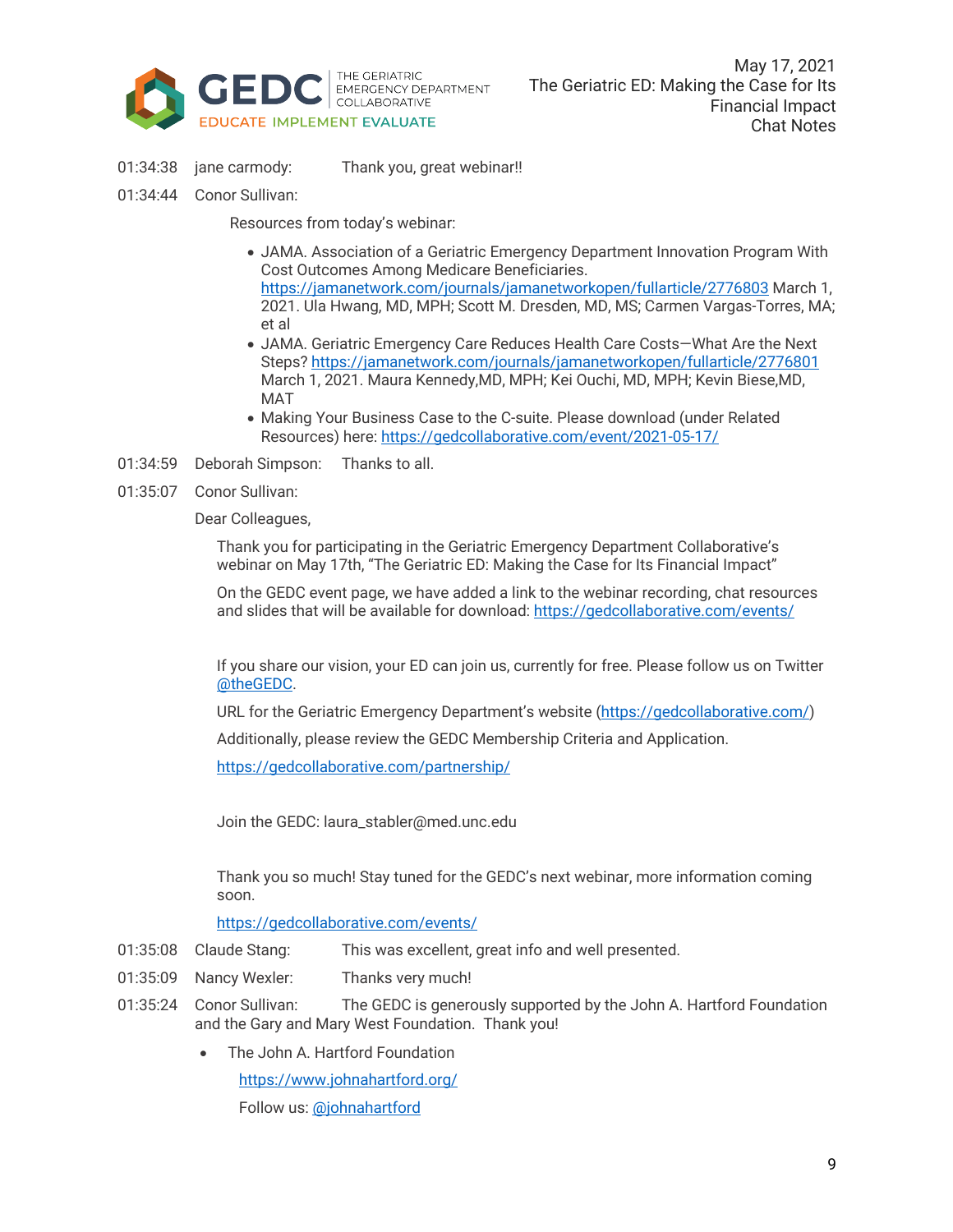01:34:38 jane carmody: Thank you, great webinar!!

01:34:44 Conor Sullivan:

Resources from today's webinar:

- JAMA. Association of a Geriatric Emergency Department Innovation Program With Cost Outcomes Among Medicare Beneficiaries. https://jamanetwork.com/journals/jamanetworkopen/fullarticle/2776803 March 1, 2021. Ula Hwang, MD, MPH; Scott M. Dresden, MD, MS; Carmen Vargas-Torres, MA; et al
- JAMA. Geriatric Emergency Care Reduces Health Care Costs—What Are the Next Steps? https://jamanetwork.com/journals/jamanetworkopen/fullarticle/2776801 March 1, 2021. Maura Kennedy,MD, MPH; Kei Ouchi, MD, MPH; Kevin Biese,MD, MAT
- Making Your Business Case to the C-suite. Please download (under Related Resources) here: https://gedcollaborative.com/event/2021-05-17/

01:34:59 Deborah Simpson: Thanks to all.

01:35:07 Conor Sullivan:

Dear Colleagues,

Thank you for participating in the Geriatric Emergency Department Collaborative's webinar on May 17th, "The Geriatric ED: Making the Case for Its Financial Impact"

On the GEDC event page, we have added a link to the webinar recording, chat resources and slides that will be available for download: https://gedcollaborative.com/events/

If you share our vision, your ED can join us, currently for free. Please follow us on Twitter @theGEDC.

URL for the Geriatric Emergency Department's website (https://gedcollaborative.com/)

Additionally, please review the GEDC Membership Criteria and Application.

https://gedcollaborative.com/partnership/

Join the GEDC: laura_stabler@med.unc.edu

Thank you so much! Stay tuned for the GEDC's next webinar, more information coming soon.

https://gedcollaborative.com/events/

01:35:08 Claude Stang: This was excellent, great info and well presented.

01:35:09 Nancy Wexler: Thanks very much!

01:35:24 Conor Sullivan: The GEDC is generously supported by the John A. Hartford Foundation and the Gary and Mary West Foundation. Thank you!

- The John A. Hartford Foundation

  https://www.johnahartford.org/

  Follow us: @johnahartford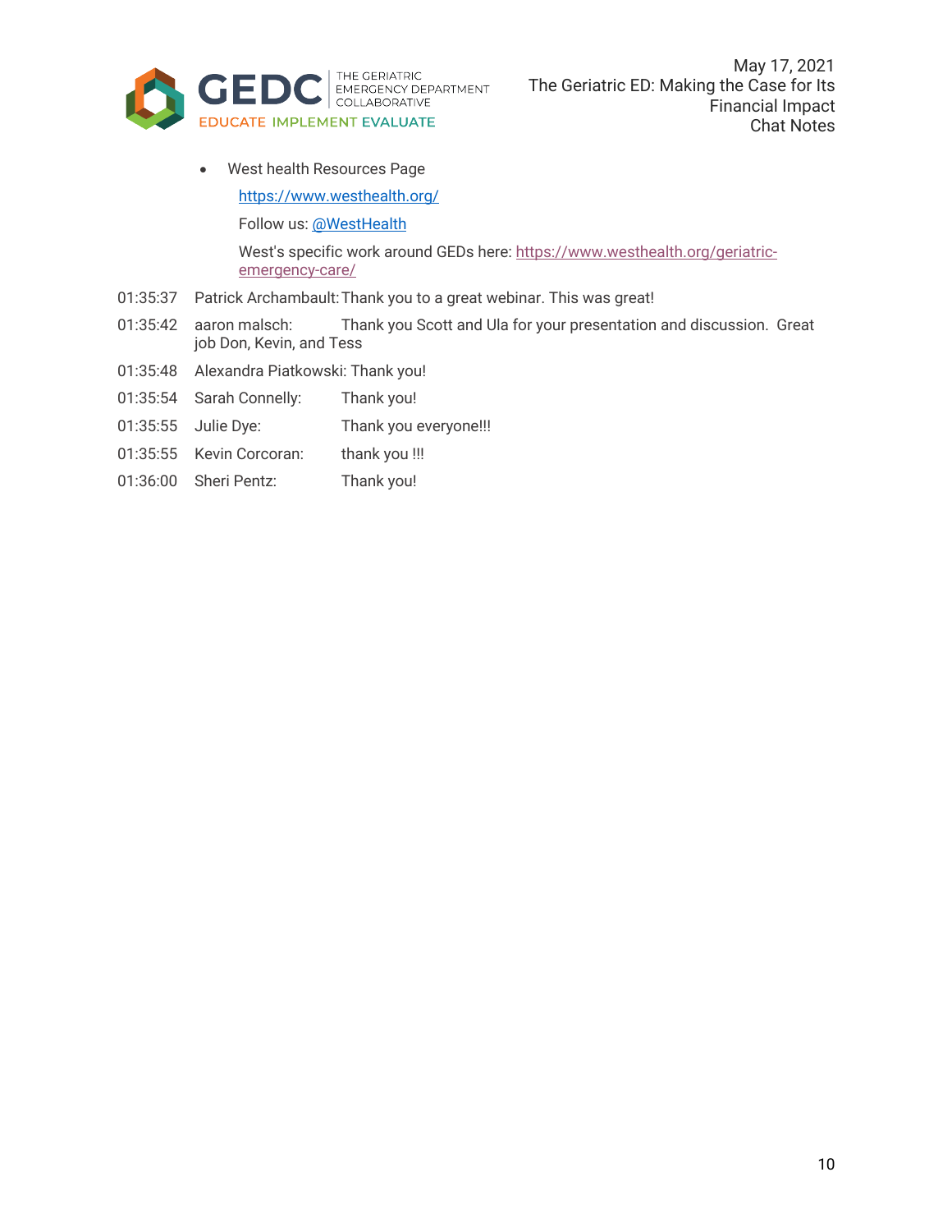- West health Resources Page

  https://www.westhealth.org/

  Follow us: @WestHealth

  West's specific work around GEDs here: https://www.westhealth.org/geriatric-emergency-care/

01:35:37 Patrick Archambault: Thank you to a great webinar. This was great!

01:35:42 aaron malsch: Thank you Scott and Ula for your presentation and discussion. Great job Don, Kevin, and Tess

01:35:48 Alexandra Piatkowski: Thank you!

01:35:54 Sarah Connelly: Thank you!

01:35:55 Julie Dye: Thank you everyone!!!

01:35:55 Kevin Corcoran: thank you !!!

01:36:00 Sheri Pentz: Thank you!